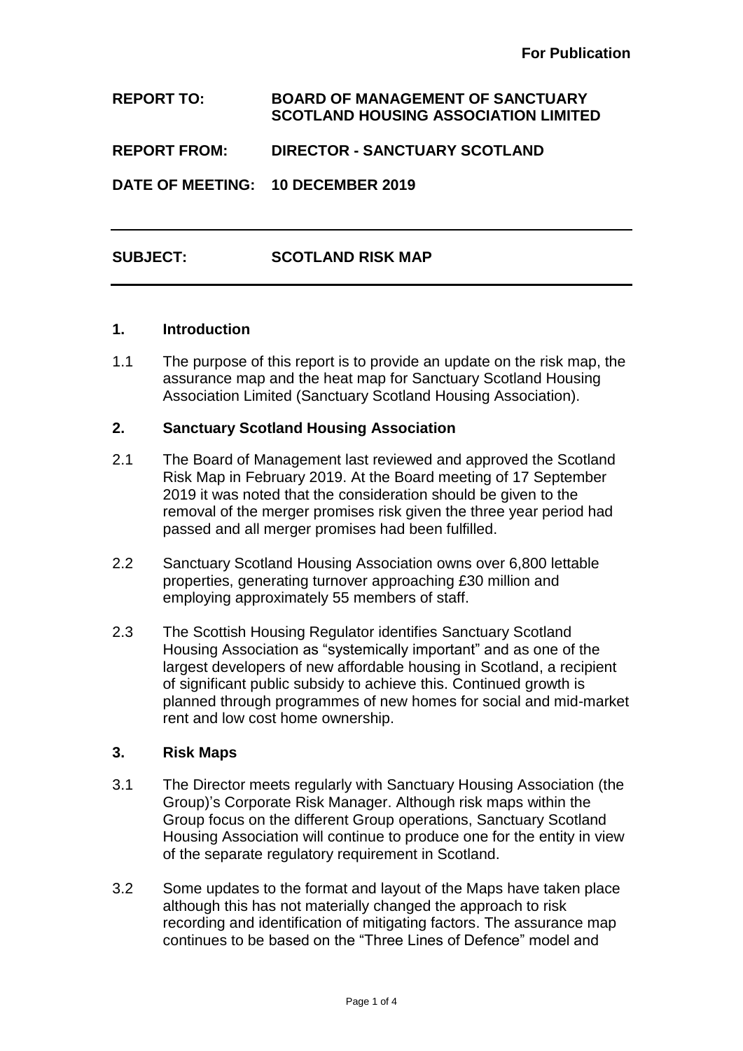**For Publication**

**REPORT TO:** **BOARD OF MANAGEMENT OF SANCTUARY SCOTLAND HOUSING ASSOCIATION LIMITED**

**REPORT FROM:** **DIRECTOR - SANCTUARY SCOTLAND**

**DATE OF MEETING:** **10 DECEMBER 2019**

---

**SUBJECT:** **SCOTLAND RISK MAP**

---

## 1. Introduction

1.1 The purpose of this report is to provide an update on the risk map, the assurance map and the heat map for Sanctuary Scotland Housing Association Limited (Sanctuary Scotland Housing Association).

## 2. Sanctuary Scotland Housing Association

2.1 The Board of Management last reviewed and approved the Scotland Risk Map in February 2019. At the Board meeting of 17 September 2019 it was noted that the consideration should be given to the removal of the merger promises risk given the three year period had passed and all merger promises had been fulfilled.

2.2 Sanctuary Scotland Housing Association owns over 6,800 lettable properties, generating turnover approaching £30 million and employing approximately 55 members of staff.

2.3 The Scottish Housing Regulator identifies Sanctuary Scotland Housing Association as "systemically important" and as one of the largest developers of new affordable housing in Scotland, a recipient of significant public subsidy to achieve this. Continued growth is planned through programmes of new homes for social and mid-market rent and low cost home ownership.

## 3. Risk Maps

3.1 The Director meets regularly with Sanctuary Housing Association (the Group)'s Corporate Risk Manager. Although risk maps within the Group focus on the different Group operations, Sanctuary Scotland Housing Association will continue to produce one for the entity in view of the separate regulatory requirement in Scotland.

3.2 Some updates to the format and layout of the Maps have taken place although this has not materially changed the approach to risk recording and identification of mitigating factors. The assurance map continues to be based on the "Three Lines of Defence" model and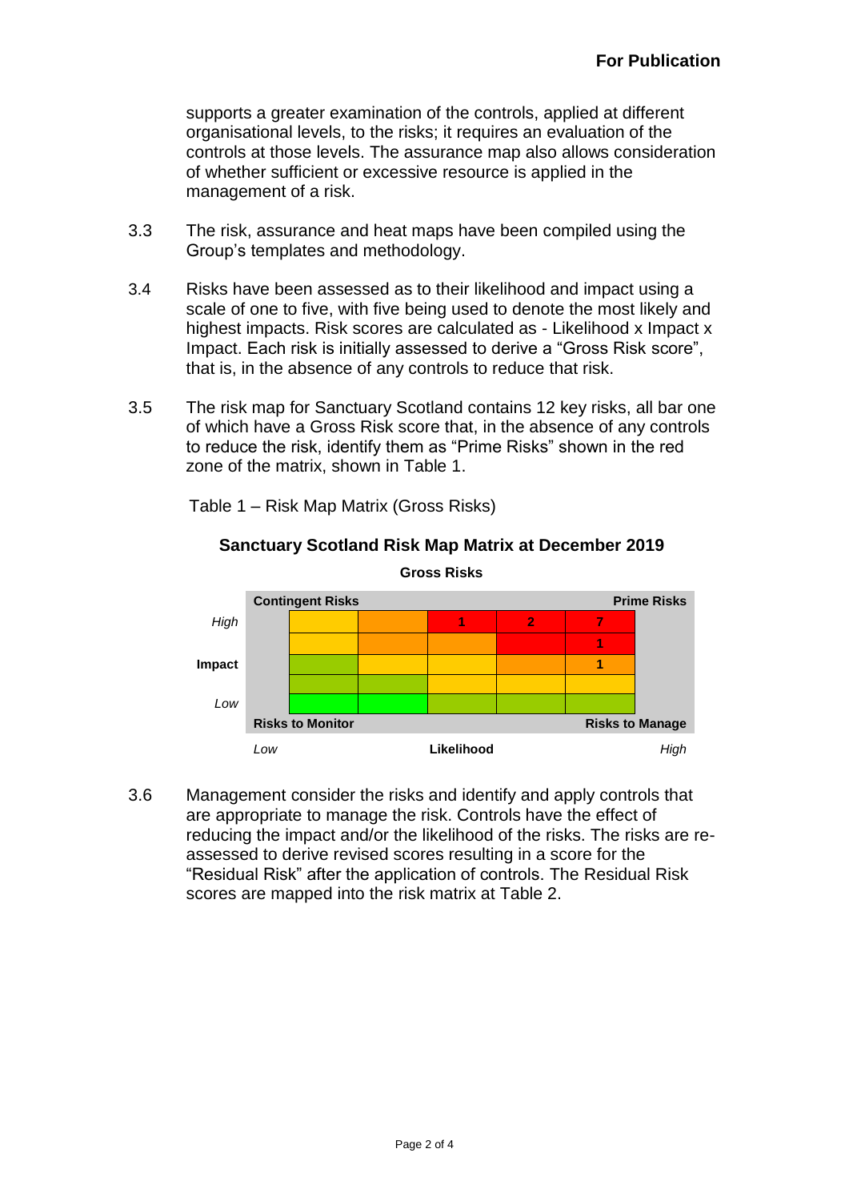supports a greater examination of the controls, applied at different organisational levels, to the risks; it requires an evaluation of the controls at those levels. The assurance map also allows consideration of whether sufficient or excessive resource is applied in the management of a risk.

3.3 The risk, assurance and heat maps have been compiled using the Group's templates and methodology.

3.4 Risks have been assessed as to their likelihood and impact using a scale of one to five, with five being used to denote the most likely and highest impacts. Risk scores are calculated as - Likelihood x Impact x Impact. Each risk is initially assessed to derive a "Gross Risk score", that is, in the absence of any controls to reduce that risk.

3.5 The risk map for Sanctuary Scotland contains 12 key risks, all bar one of which have a Gross Risk score that, in the absence of any controls to reduce the risk, identify them as "Prime Risks" shown in the red zone of the matrix, shown in Table 1.

Table 1 – Risk Map Matrix (Gross Risks)

**Sanctuary Scotland Risk Map Matrix at December 2019**

**Gross Risks**

| Impact \ Likelihood | 1 (Low) | 2 | 3 | 4 | 5 (High) |
|---|---|---|---|---|---|
| 5 (High) | | | 1 | 2 | 7 |
| 4 | | | | | 1 |
| 3 | | | | | 1 |
| 2 | | | | | |
| 1 (Low) | | | | | |

Contingent Risks (top left) | Prime Risks (top right) | Risks to Monitor (bottom left) | Risks to Manage (bottom right)

3.6 Management consider the risks and identify and apply controls that are appropriate to manage the risk. Controls have the effect of reducing the impact and/or the likelihood of the risks. The risks are re-assessed to derive revised scores resulting in a score for the "Residual Risk" after the application of controls. The Residual Risk scores are mapped into the risk matrix at Table 2.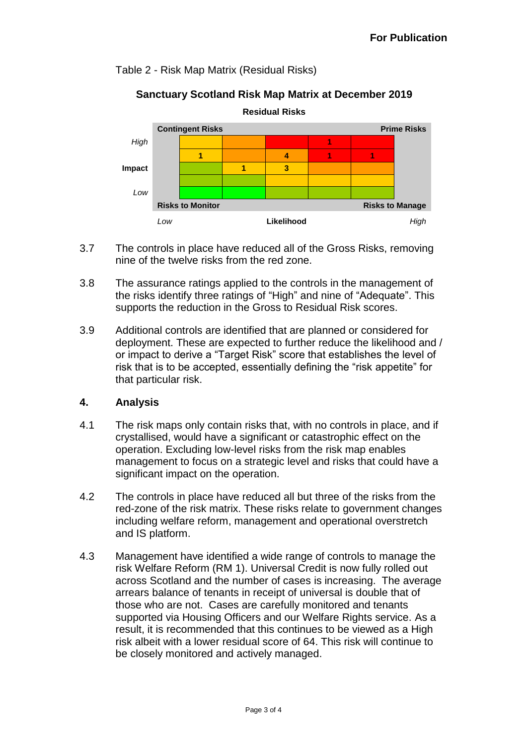Table 2 - Risk Map Matrix (Residual Risks)

**Sanctuary Scotland Risk Map Matrix at December 2019**

**Residual Risks**

| Impact | Contingent Risks | | | | Prime Risks |
|---|---|---|---|---|---|
| *High* | | | | 1 | |
| | 1 | | 4 | 1 | 1 |
| **Impact** | | 1 | 3 | | |
| | | | | | |
| *Low* | | | | | |
| | Risks to Monitor | | | | Risks to Manage |
| | *Low* | | **Likelihood** | | *High* |

3.7 The controls in place have reduced all of the Gross Risks, removing nine of the twelve risks from the red zone.

3.8 The assurance ratings applied to the controls in the management of the risks identify three ratings of "High" and nine of "Adequate". This supports the reduction in the Gross to Residual Risk scores.

3.9 Additional controls are identified that are planned or considered for deployment. These are expected to further reduce the likelihood and / or impact to derive a "Target Risk" score that establishes the level of risk that is to be accepted, essentially defining the "risk appetite" for that particular risk.

## 4. Analysis

4.1 The risk maps only contain risks that, with no controls in place, and if crystallised, would have a significant or catastrophic effect on the operation. Excluding low-level risks from the risk map enables management to focus on a strategic level and risks that could have a significant impact on the operation.

4.2 The controls in place have reduced all but three of the risks from the red-zone of the risk matrix. These risks relate to government changes including welfare reform, management and operational overstretch and IS platform.

4.3 Management have identified a wide range of controls to manage the risk Welfare Reform (RM 1). Universal Credit is now fully rolled out across Scotland and the number of cases is increasing. The average arrears balance of tenants in receipt of universal is double that of those who are not. Cases are carefully monitored and tenants supported via Housing Officers and our Welfare Rights service. As a result, it is recommended that this continues to be viewed as a High risk albeit with a lower residual score of 64. This risk will continue to be closely monitored and actively managed.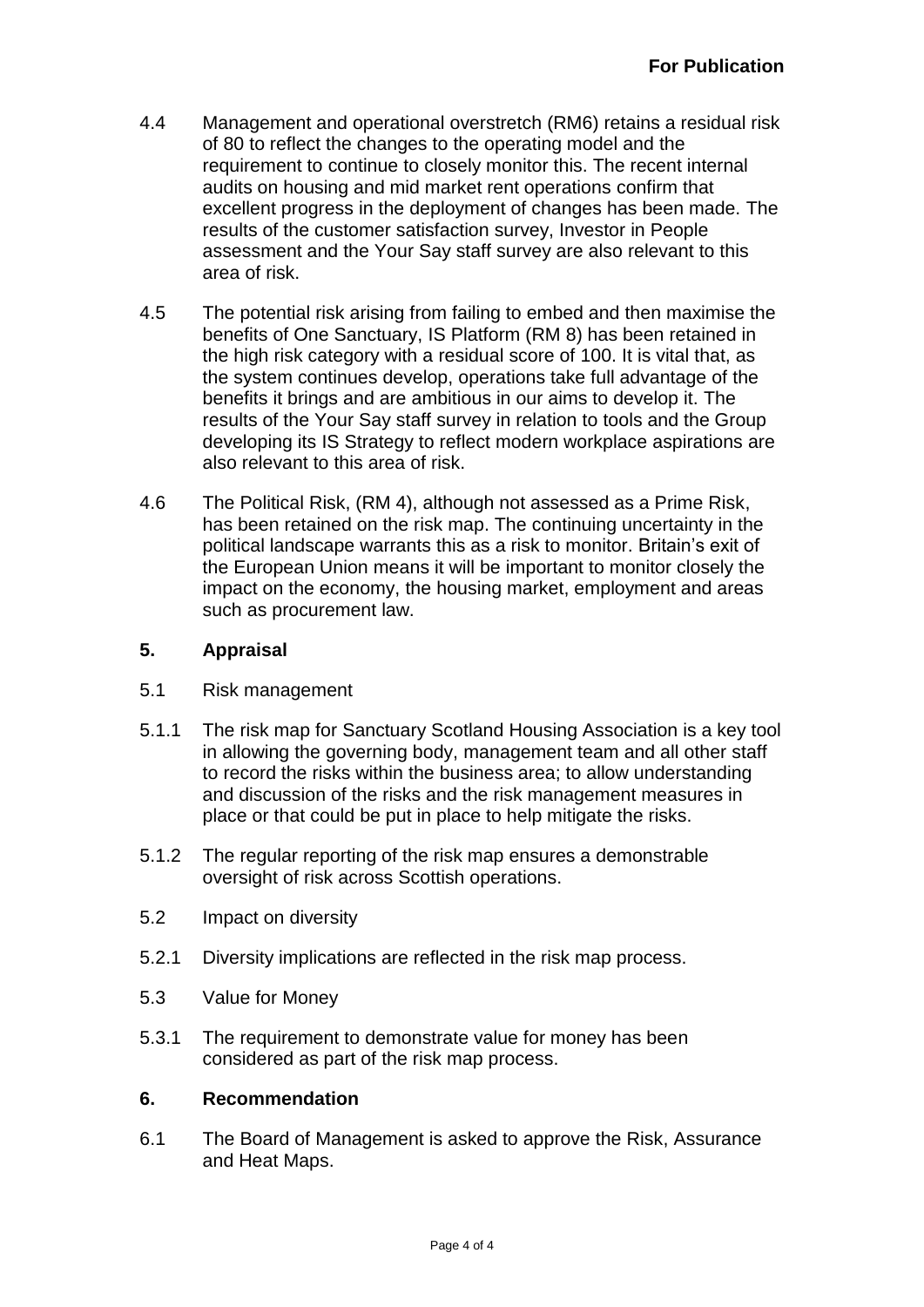4.4 Management and operational overstretch (RM6) retains a residual risk of 80 to reflect the changes to the operating model and the requirement to continue to closely monitor this. The recent internal audits on housing and mid market rent operations confirm that excellent progress in the deployment of changes has been made. The results of the customer satisfaction survey, Investor in People assessment and the Your Say staff survey are also relevant to this area of risk.

4.5 The potential risk arising from failing to embed and then maximise the benefits of One Sanctuary, IS Platform (RM 8) has been retained in the high risk category with a residual score of 100. It is vital that, as the system continues develop, operations take full advantage of the benefits it brings and are ambitious in our aims to develop it. The results of the Your Say staff survey in relation to tools and the Group developing its IS Strategy to reflect modern workplace aspirations are also relevant to this area of risk.

4.6 The Political Risk, (RM 4), although not assessed as a Prime Risk, has been retained on the risk map. The continuing uncertainty in the political landscape warrants this as a risk to monitor. Britain's exit of the European Union means it will be important to monitor closely the impact on the economy, the housing market, employment and areas such as procurement law.

## 5. Appraisal

5.1 Risk management

5.1.1 The risk map for Sanctuary Scotland Housing Association is a key tool in allowing the governing body, management team and all other staff to record the risks within the business area; to allow understanding and discussion of the risks and the risk management measures in place or that could be put in place to help mitigate the risks.

5.1.2 The regular reporting of the risk map ensures a demonstrable oversight of risk across Scottish operations.

5.2 Impact on diversity

5.2.1 Diversity implications are reflected in the risk map process.

5.3 Value for Money

5.3.1 The requirement to demonstrate value for money has been considered as part of the risk map process.

## 6. Recommendation

6.1 The Board of Management is asked to approve the Risk, Assurance and Heat Maps.